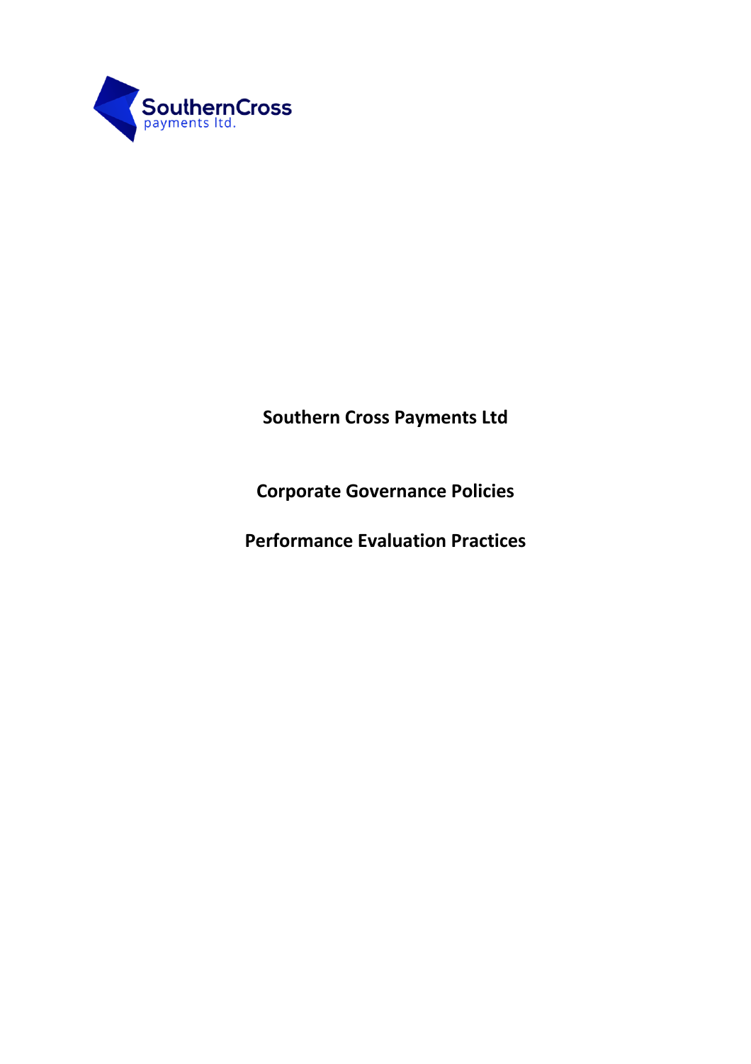SouthernCross
payments ltd.

# Southern Cross Payments Ltd

## Corporate Governance Policies

## Performance Evaluation Practices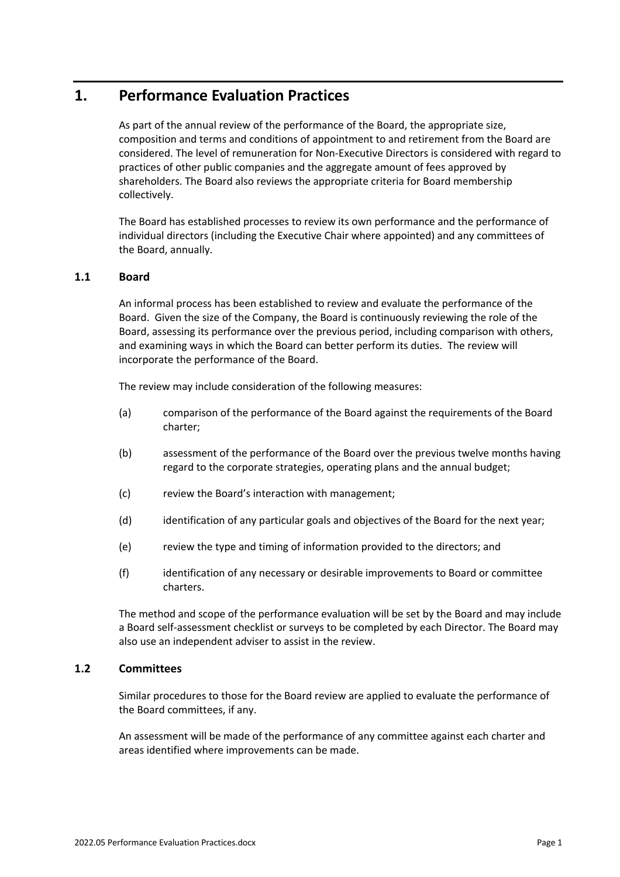# 1. Performance Evaluation Practices

As part of the annual review of the performance of the Board, the appropriate size, composition and terms and conditions of appointment to and retirement from the Board are considered. The level of remuneration for Non-Executive Directors is considered with regard to practices of other public companies and the aggregate amount of fees approved by shareholders. The Board also reviews the appropriate criteria for Board membership collectively.

The Board has established processes to review its own performance and the performance of individual directors (including the Executive Chair where appointed) and any committees of the Board, annually.

## 1.1 Board

An informal process has been established to review and evaluate the performance of the Board. Given the size of the Company, the Board is continuously reviewing the role of the Board, assessing its performance over the previous period, including comparison with others, and examining ways in which the Board can better perform its duties. The review will incorporate the performance of the Board.

The review may include consideration of the following measures:

(a) comparison of the performance of the Board against the requirements of the Board charter;

(b) assessment of the performance of the Board over the previous twelve months having regard to the corporate strategies, operating plans and the annual budget;

(c) review the Board's interaction with management;

(d) identification of any particular goals and objectives of the Board for the next year;

(e) review the type and timing of information provided to the directors; and

(f) identification of any necessary or desirable improvements to Board or committee charters.

The method and scope of the performance evaluation will be set by the Board and may include a Board self-assessment checklist or surveys to be completed by each Director. The Board may also use an independent adviser to assist in the review.

## 1.2 Committees

Similar procedures to those for the Board review are applied to evaluate the performance of the Board committees, if any.

An assessment will be made of the performance of any committee against each charter and areas identified where improvements can be made.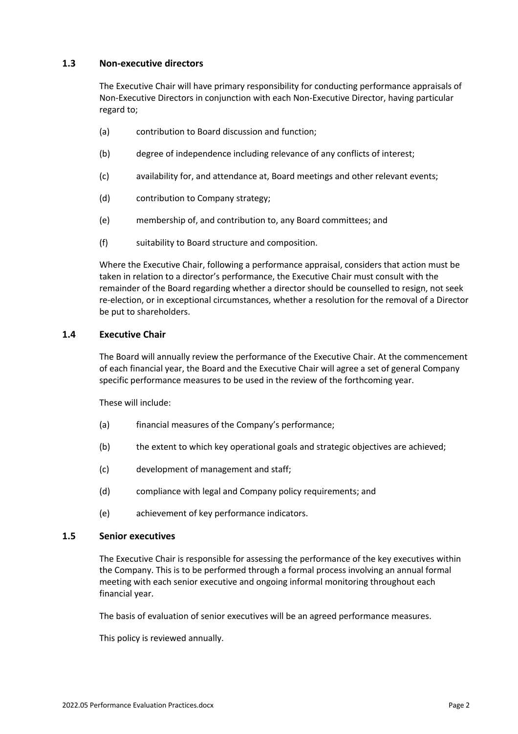### 1.3 Non-executive directors

The Executive Chair will have primary responsibility for conducting performance appraisals of Non-Executive Directors in conjunction with each Non-Executive Director, having particular regard to;

(a) contribution to Board discussion and function;

(b) degree of independence including relevance of any conflicts of interest;

(c) availability for, and attendance at, Board meetings and other relevant events;

(d) contribution to Company strategy;

(e) membership of, and contribution to, any Board committees; and

(f) suitability to Board structure and composition.

Where the Executive Chair, following a performance appraisal, considers that action must be taken in relation to a director's performance, the Executive Chair must consult with the remainder of the Board regarding whether a director should be counselled to resign, not seek re-election, or in exceptional circumstances, whether a resolution for the removal of a Director be put to shareholders.

### 1.4 Executive Chair

The Board will annually review the performance of the Executive Chair. At the commencement of each financial year, the Board and the Executive Chair will agree a set of general Company specific performance measures to be used in the review of the forthcoming year.

These will include:

(a) financial measures of the Company's performance;

(b) the extent to which key operational goals and strategic objectives are achieved;

(c) development of management and staff;

(d) compliance with legal and Company policy requirements; and

(e) achievement of key performance indicators.

### 1.5 Senior executives

The Executive Chair is responsible for assessing the performance of the key executives within the Company. This is to be performed through a formal process involving an annual formal meeting with each senior executive and ongoing informal monitoring throughout each financial year.

The basis of evaluation of senior executives will be an agreed performance measures.

This policy is reviewed annually.